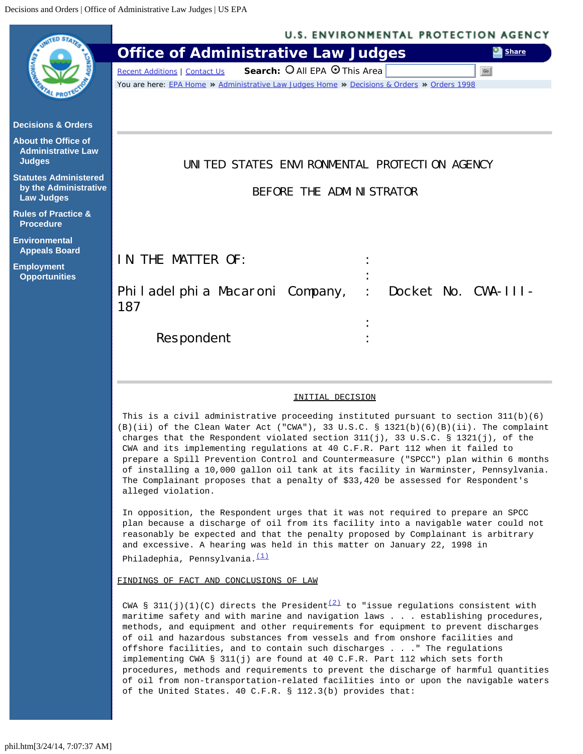UNITED STATES ENVIRONMENTAL PROTECTION AGENCY

BEFORE THE ADMINISTRATOR

| IN THE MATTER OF: | : | |
|---|---|---|
| | : | |
| Philadelphia Macaroni Company, | : | Docket No. CWA-III-187 |
| | : | |
| Respondent | : | |

INITIAL DECISION

This is a civil administrative proceeding instituted pursuant to section 311(b)(6)(B)(ii) of the Clean Water Act ("CWA"), 33 U.S.C. § 1321(b)(6)(B)(ii). The complaint charges that the Respondent violated section 311(j), 33 U.S.C. § 1321(j), of the CWA and its implementing regulations at 40 C.F.R. Part 112 when it failed to prepare a Spill Prevention Control and Countermeasure ("SPCC") plan within 6 months of installing a 10,000 gallon oil tank at its facility in Warminster, Pennsylvania. The Complainant proposes that a penalty of $33,420 be assessed for Respondent's alleged violation.

In opposition, the Respondent urges that it was not required to prepare an SPCC plan because a discharge of oil from its facility into a navigable water could not reasonably be expected and that the penalty proposed by Complainant is arbitrary and excessive. A hearing was held in this matter on January 22, 1998 in Philadephia, Pennsylvania.[1]

FINDINGS OF FACT AND CONCLUSIONS OF LAW

CWA § 311(j)(1)(C) directs the President[2] to "issue regulations consistent with maritime safety and with marine and navigation laws . . . establishing procedures, methods, and equipment and other requirements for equipment to prevent discharges of oil and hazardous substances from vessels and from onshore facilities and offshore facilities, and to contain such discharges . . ." The regulations implementing CWA § 311(j) are found at 40 C.F.R. Part 112 which sets forth procedures, methods and requirements to prevent the discharge of harmful quantities of oil from non-transportation-related facilities into or upon the navigable waters of the United States. 40 C.F.R. § 112.3(b) provides that: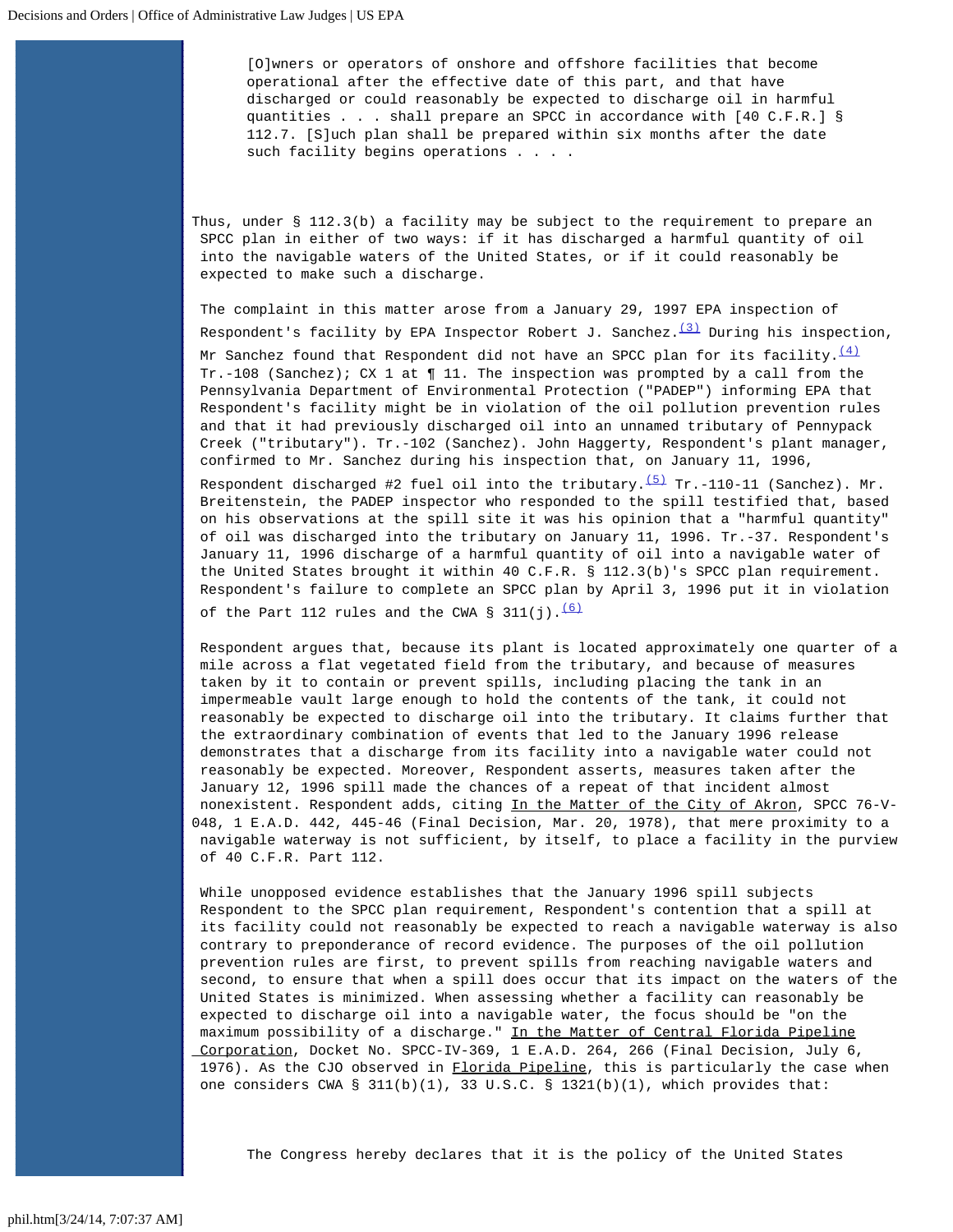> [O]wners or operators of onshore and offshore facilities that become operational after the effective date of this part, and that have discharged or could reasonably be expected to discharge oil in harmful quantities . . . shall prepare an SPCC in accordance with [40 C.F.R.] § 112.7. [S]uch plan shall be prepared within six months after the date such facility begins operations . . . .

Thus, under § 112.3(b) a facility may be subject to the requirement to prepare an SPCC plan in either of two ways: if it has discharged a harmful quantity of oil into the navigable waters of the United States, or if it could reasonably be expected to make such a discharge.

The complaint in this matter arose from a January 29, 1997 EPA inspection of Respondent's facility by EPA Inspector Robert J. Sanchez.[(3)] During his inspection, Mr Sanchez found that Respondent did not have an SPCC plan for its facility.[(4)] Tr.-108 (Sanchez); CX 1 at ¶ 11. The inspection was prompted by a call from the Pennsylvania Department of Environmental Protection ("PADEP") informing EPA that Respondent's facility might be in violation of the oil pollution prevention rules and that it had previously discharged oil into an unnamed tributary of Pennypack Creek ("tributary"). Tr.-102 (Sanchez). John Haggerty, Respondent's plant manager, confirmed to Mr. Sanchez during his inspection that, on January 11, 1996, Respondent discharged #2 fuel oil into the tributary.[(5)] Tr.-110-11 (Sanchez). Mr. Breitenstein, the PADEP inspector who responded to the spill testified that, based on his observations at the spill site it was his opinion that a "harmful quantity" of oil was discharged into the tributary on January 11, 1996. Tr.-37. Respondent's January 11, 1996 discharge of a harmful quantity of oil into a navigable water of the United States brought it within 40 C.F.R. § 112.3(b)'s SPCC plan requirement. Respondent's failure to complete an SPCC plan by April 3, 1996 put it in violation of the Part 112 rules and the CWA § 311(j).[(6)]

Respondent argues that, because its plant is located approximately one quarter of a mile across a flat vegetated field from the tributary, and because of measures taken by it to contain or prevent spills, including placing the tank in an impermeable vault large enough to hold the contents of the tributary, it could not reasonably be expected to discharge oil into the tributary. It claims further that the extraordinary combination of events that led to the January 1996 release demonstrates that a discharge from its facility into a navigable water could not reasonably be expected. Moreover, Respondent asserts, measures taken after the January 12, 1996 spill made the chances of a repeat of that incident almost nonexistent. Respondent adds, citing <u>In the Matter of the City of Akron</u>, SPCC 76-V-048, 1 E.A.D. 442, 445-46 (Final Decision, Mar. 20, 1978), that mere proximity to a navigable waterway is not sufficient, by itself, to place a facility in the purview of 40 C.F.R. Part 112.

While unopposed evidence establishes that the January 1996 spill subjects Respondent to the SPCC plan requirement, Respondent's contention that a spill at its facility could not reasonably be expected to reach a navigable waterway is also contrary to preponderance of record evidence. The purposes of the oil pollution prevention rules are first, to prevent spills from reaching navigable waters and second, to ensure that when a spill does occur that its impact on the waters of the United States is minimized. When assessing whether a facility can reasonably be expected to discharge oil into a navigable water, the focus should be "on the maximum possibility of a discharge." <u>In the Matter of Central Florida Pipeline Corporation</u>, Docket No. SPCC-IV-369, 1 E.A.D. 264, 266 (Final Decision, July 6, 1976). As the CJO observed in <u>Florida Pipeline</u>, this is particularly the case when one considers CWA § 311(b)(1), 33 U.S.C. § 1321(b)(1), which provides that:

> The Congress hereby declares that it is the policy of the United States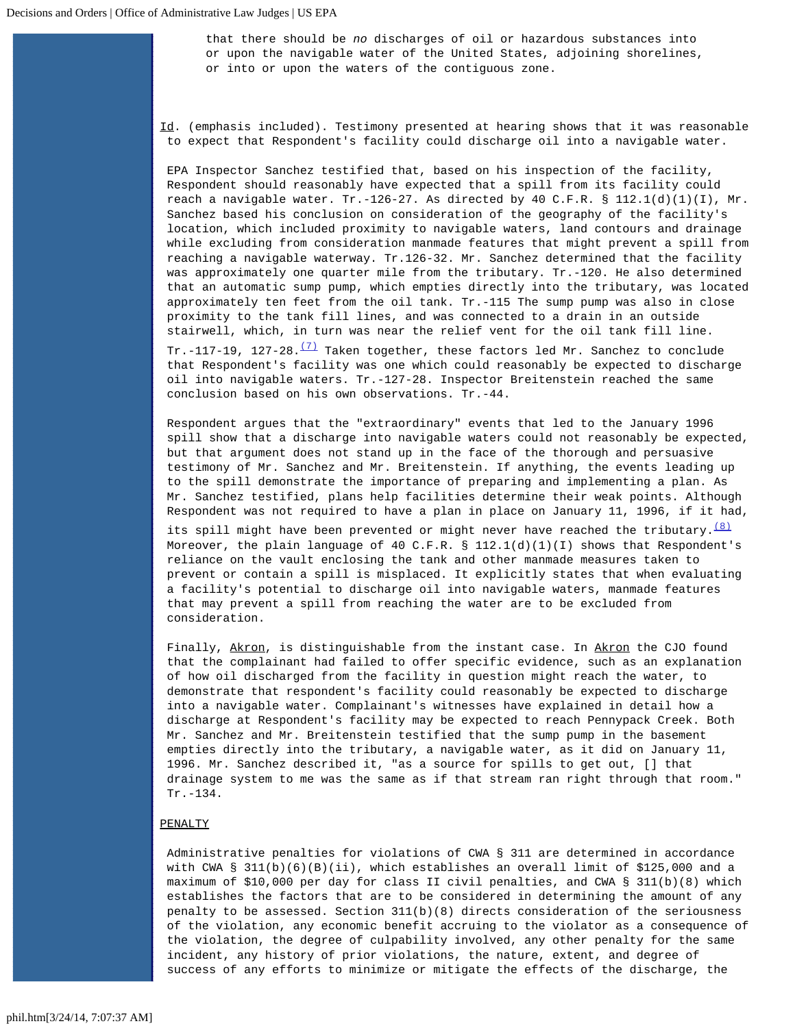that there should be *no* discharges of oil or hazardous substances into or upon the navigable water of the United States, adjoining shorelines, or into or upon the waters of the contiguous zone.

Id. (emphasis included). Testimony presented at hearing shows that it was reasonable to expect that Respondent's facility could discharge oil into a navigable water.

EPA Inspector Sanchez testified that, based on his inspection of the facility, Respondent should reasonably have expected that a spill from its facility could reach a navigable water. Tr.-126-27. As directed by 40 C.F.R. § 112.1(d)(1)(I), Mr. Sanchez based his conclusion on consideration of the geography of the facility's location, which included proximity to navigable waters, land contours and drainage while excluding from consideration manmade features that might prevent a spill from reaching a navigable waterway. Tr.126-32. Mr. Sanchez determined that the facility was approximately one quarter mile from the tributary. Tr.-120. He also determined that an automatic sump pump, which empties directly into the tributary, was located approximately ten feet from the oil tank. Tr.-115 The sump pump was also in close proximity to the tank fill lines, and was connected to a drain in an outside stairwell, which, in turn was near the relief vent for the oil tank fill line. Tr.-117-19, 127-28.[(7)] Taken together, these factors led Mr. Sanchez to conclude that Respondent's facility was one which could reasonably be expected to discharge oil into navigable waters. Tr.-127-28. Inspector Breitenstein reached the same conclusion based on his own observations. Tr.-44.

Respondent argues that the "extraordinary" events that led to the January 1996 spill show that a discharge into navigable waters could not reasonably be expected, but that argument does not stand up in the face of the thorough and persuasive testimony of Mr. Sanchez and Mr. Breitenstein. If anything, the events leading up to the spill demonstrate the importance of preparing and implementing a plan. As Mr. Sanchez testified, plans help facilities determine their weak points. Although Respondent was not required to have a plan in place on January 11, 1996, if it had, its spill might have been prevented or might never have reached the tributary.[(8)] Moreover, the plain language of 40 C.F.R. § 112.1(d)(1)(I) shows that Respondent's reliance on the vault enclosing the tank and other manmade measures taken to prevent or contain a spill is misplaced. It explicitly states that when evaluating a facility's potential to discharge oil into navigable waters, manmade features that may prevent a spill from reaching the water are to be excluded from consideration.

Finally, Akron, is distinguishable from the instant case. In Akron the CJO found that the complainant had failed to offer specific evidence, such as an explanation of how oil discharged from the facility in question might reach the water, to demonstrate that respondent's facility could reasonably be expected to discharge into a navigable water. Complainant's witnesses have explained in detail how a discharge at Respondent's facility may be expected to reach Pennypack Creek. Both Mr. Sanchez and Mr. Breitenstein testified that the sump pump in the basement empties directly into the tributary, a navigable water, as it did on January 11, 1996. Mr. Sanchez described it, "as a source for spills to get out, [] that drainage system to me was the same as if that stream ran right through that room." Tr.-134.

## PENALTY

Administrative penalties for violations of CWA § 311 are determined in accordance with CWA § 311(b)(6)(B)(ii), which establishes an overall limit of $125,000 and a maximum of $10,000 per day for class II civil penalties, and CWA § 311(b)(8) which establishes the factors that are to be considered in determining the amount of any penalty to be assessed. Section 311(b)(8) directs consideration of the seriousness of the violation, any economic benefit accruing to the violator as a consequence of the violation, the degree of culpability involved, any other penalty for the same incident, any history of prior violations, the nature, extent, and degree of success of any efforts to minimize or mitigate the effects of the discharge, the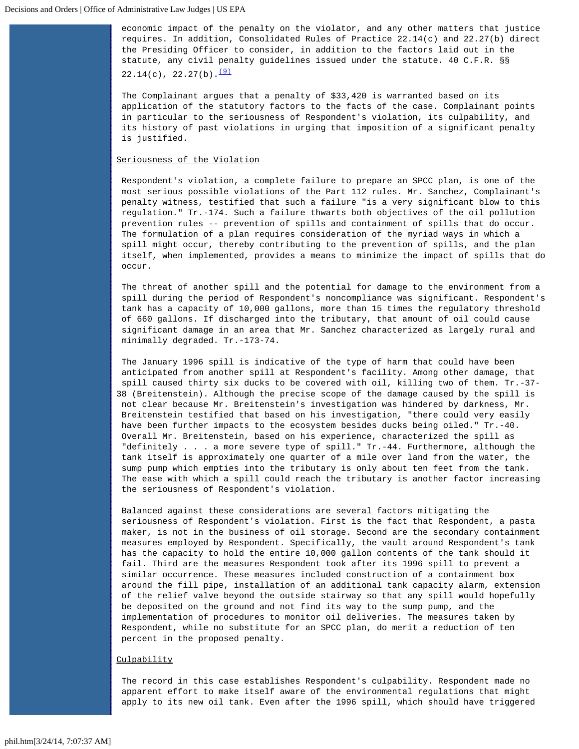economic impact of the penalty on the violator, and any other matters that justice requires. In addition, Consolidated Rules of Practice 22.14(c) and 22.27(b) direct the Presiding Officer to consider, in addition to the factors laid out in the statute, any civil penalty guidelines issued under the statute. 40 C.F.R. §§ 22.14(c), 22.27(b).[(9)]

The Complainant argues that a penalty of $33,420 is warranted based on its application of the statutory factors to the facts of the case. Complainant points in particular to the seriousness of Respondent's violation, its culpability, and its history of past violations in urging that imposition of a significant penalty is justified.

Seriousness of the Violation

Respondent's violation, a complete failure to prepare an SPCC plan, is one of the most serious possible violations of the Part 112 rules. Mr. Sanchez, Complainant's penalty witness, testified that such a failure "is a very significant blow to this regulation." Tr.-174. Such a failure thwarts both objectives of the oil pollution prevention rules -- prevention of spills and containment of spills that do occur. The formulation of a plan requires consideration of the myriad ways in which a spill might occur, thereby contributing to the prevention of spills, and the plan itself, when implemented, provides a means to minimize the impact of spills that do occur.

The threat of another spill and the potential for damage to the environment from a spill during the period of Respondent's noncompliance was significant. Respondent's tank has a capacity of 10,000 gallons, more than 15 times the regulatory threshold of 660 gallons. If discharged into the tributary, that amount of oil could cause significant damage in an area that Mr. Sanchez characterized as largely rural and minimally degraded. Tr.-173-74.

The January 1996 spill is indicative of the type of harm that could have been anticipated from another spill at Respondent's facility. Among other damage, that spill caused thirty six ducks to be covered with oil, killing two of them. Tr.-37-38 (Breitenstein). Although the precise scope of the damage caused by the spill is not clear because Mr. Breitenstein's investigation was hindered by darkness, Mr. Breitenstein testified that based on his investigation, "there could very easily have been further impacts to the ecosystem besides ducks being oiled." Tr.-40. Overall Mr. Breitenstein, based on his experience, characterized the spill as "definitely . . . a more severe type of spill." Tr.-44. Furthermore, although the tank itself is approximately one quarter of a mile over land from the water, the sump pump which empties into the tributary is only about ten feet from the tank. The ease with which a spill could reach the tributary is another factor increasing the seriousness of Respondent's violation.

Balanced against these considerations are several factors mitigating the seriousness of Respondent's violation. First is the fact that Respondent, a pasta maker, is not in the business of oil storage. Second are the secondary containment measures employed by Respondent. Specifically, the vault around Respondent's tank has the capacity to hold the entire 10,000 gallon contents of the tank should it fail. Third are the measures Respondent took after its 1996 spill to prevent a similar occurrence. These measures included construction of a containment box around the fill pipe, installation of an additional tank capacity alarm, extension of the relief valve beyond the outside stairway so that any spill would hopefully be deposited on the ground and not find its way to the sump pump, and the implementation of procedures to monitor oil deliveries. The measures taken by Respondent, while no substitute for an SPCC plan, do merit a reduction of ten percent in the proposed penalty.

Culpability

The record in this case establishes Respondent's culpability. Respondent made no apparent effort to make itself aware of the environmental regulations that might apply to its new oil tank. Even after the 1996 spill, which should have triggered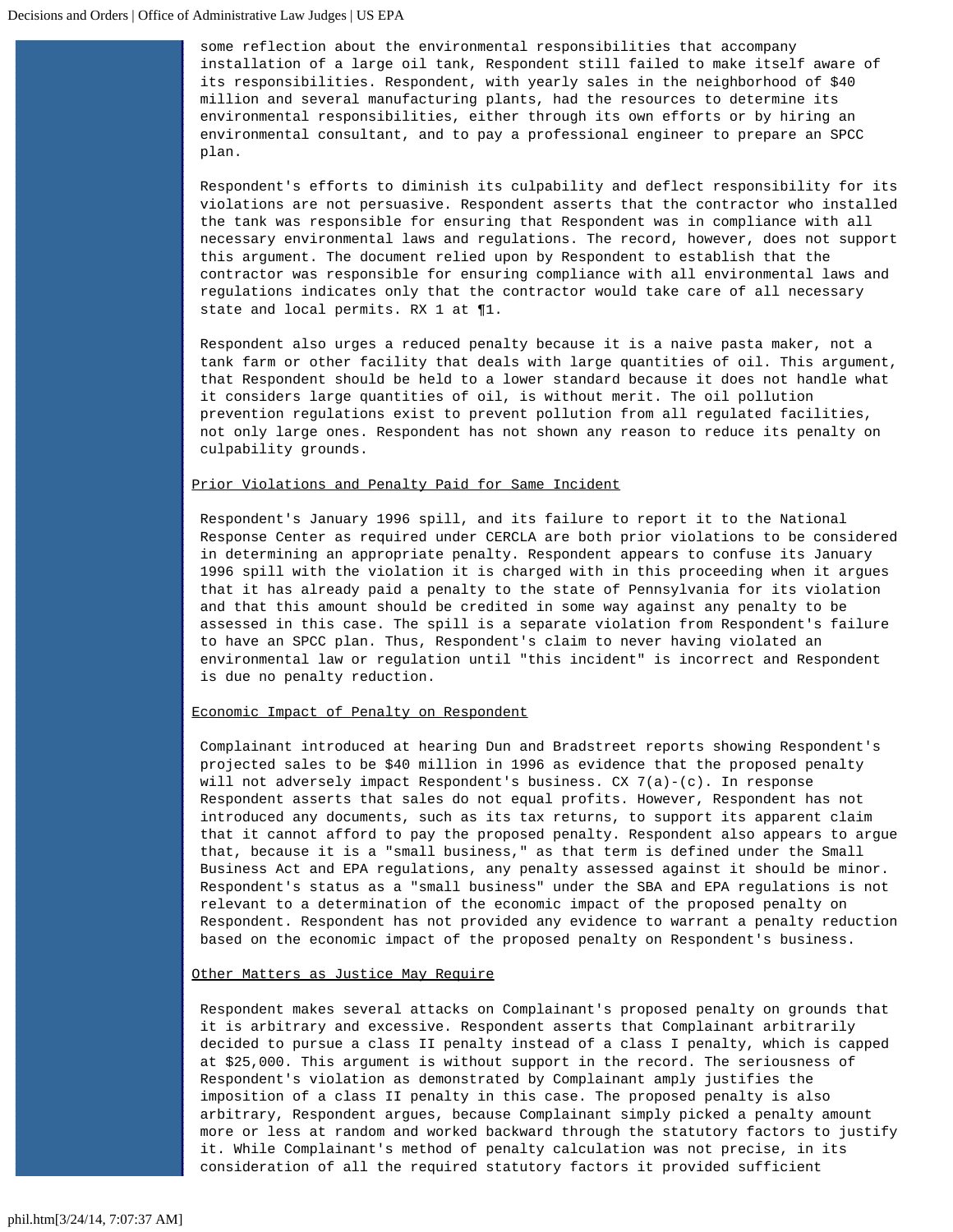some reflection about the environmental responsibilities that accompany installation of a large oil tank, Respondent still failed to make itself aware of its responsibilities. Respondent, with yearly sales in the neighborhood of $40 million and several manufacturing plants, had the resources to determine its environmental responsibilities, either through its own efforts or by hiring an environmental consultant, and to pay a professional engineer to prepare an SPCC plan.

Respondent's efforts to diminish its culpability and deflect responsibility for its violations are not persuasive. Respondent asserts that the contractor who installed the tank was responsible for ensuring that Respondent was in compliance with all necessary environmental laws and regulations. The record, however, does not support this argument. The document relied upon by Respondent to establish that the contractor was responsible for ensuring compliance with all environmental laws and regulations indicates only that the contractor would take care of all necessary state and local permits. RX 1 at ¶1.

Respondent also urges a reduced penalty because it is a naive pasta maker, not a tank farm or other facility that deals with large quantities of oil. This argument, that Respondent should be held to a lower standard because it does not handle what it considers large quantities of oil, is without merit. The oil pollution prevention regulations exist to prevent pollution from all regulated facilities, not only large ones. Respondent has not shown any reason to reduce its penalty on culpability grounds.

Prior Violations and Penalty Paid for Same Incident

Respondent's January 1996 spill, and its failure to report it to the National Response Center as required under CERCLA are both prior violations to be considered in determining an appropriate penalty. Respondent appears to confuse its January 1996 spill with the violation it is charged with in this proceeding when it argues that it has already paid a penalty to the state of Pennsylvania for its violation and that this amount should be credited in some way against any penalty to be assessed in this case. The spill is a separate violation from Respondent's failure to have an SPCC plan. Thus, Respondent's claim to never having violated an environmental law or regulation until "this incident" is incorrect and Respondent is due no penalty reduction.

Economic Impact of Penalty on Respondent

Complainant introduced at hearing Dun and Bradstreet reports showing Respondent's projected sales to be $40 million in 1996 as evidence that the proposed penalty will not adversely impact Respondent's business. CX 7(a)-(c). In response Respondent asserts that sales do not equal profits. However, Respondent has not introduced any documents, such as its tax returns, to support its apparent claim that it cannot afford to pay the proposed penalty. Respondent also appears to argue that, because it is a "small business," as that term is defined under the Small Business Act and EPA regulations, any penalty assessed against it should be minor. Respondent's status as a "small business" under the SBA and EPA regulations is not relevant to a determination of the economic impact of the proposed penalty on Respondent. Respondent has not provided any evidence to warrant a penalty reduction based on the economic impact of the proposed penalty on Respondent's business.

Other Matters as Justice May Require

Respondent makes several attacks on Complainant's proposed penalty on grounds that it is arbitrary and excessive. Respondent asserts that Complainant arbitrarily decided to pursue a class II penalty instead of a class I penalty, which is capped at $25,000. This argument is without support in the record. The seriousness of Respondent's violation as demonstrated by Complainant amply justifies the imposition of a class II penalty in this case. The proposed penalty is also arbitrary, Respondent argues, because Complainant simply picked a penalty amount more or less at random and worked backward through the statutory factors to justify it. While Complainant's method of penalty calculation was not precise, in its consideration of all the required statutory factors it provided sufficient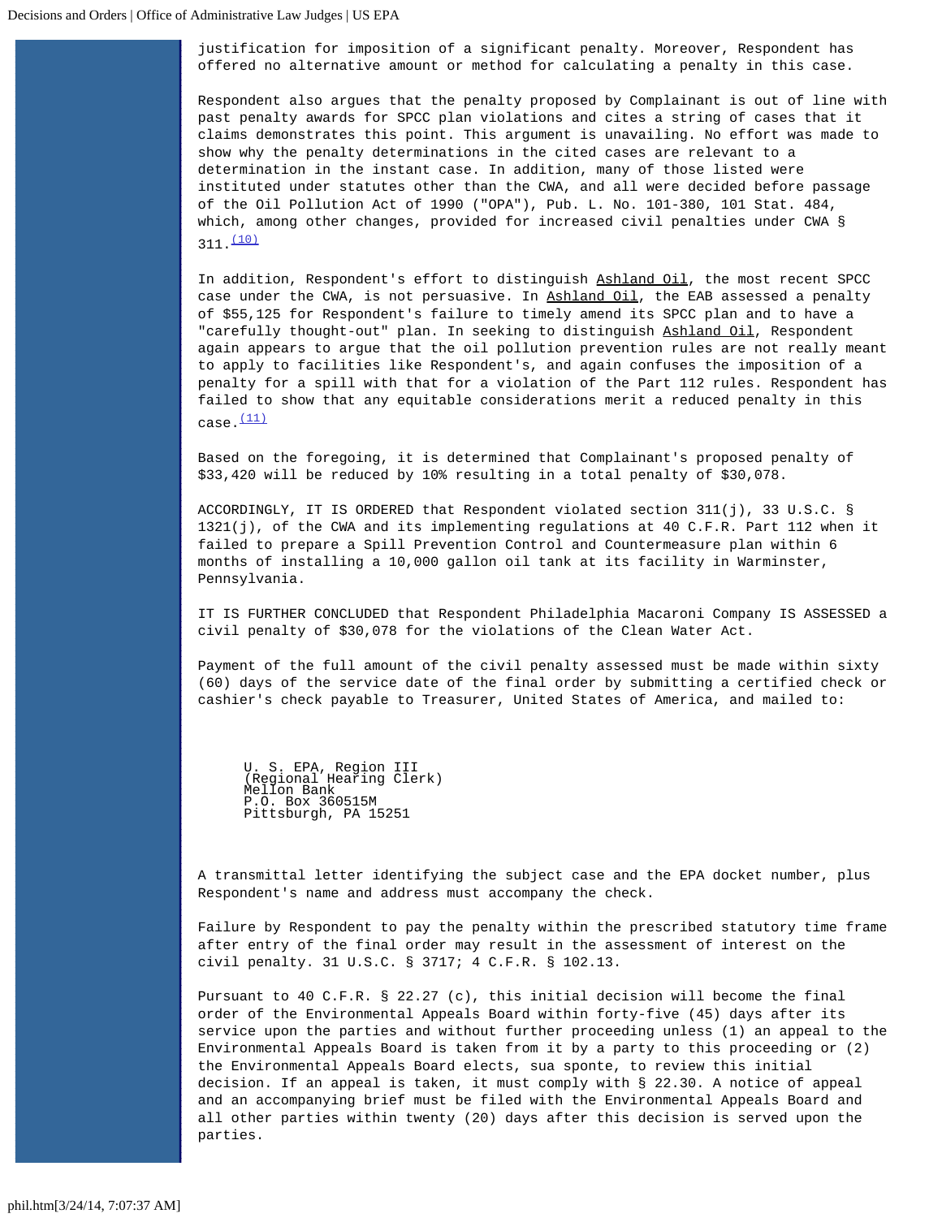justification for imposition of a significant penalty. Moreover, Respondent has offered no alternative amount or method for calculating a penalty in this case.

Respondent also argues that the penalty proposed by Complainant is out of line with past penalty awards for SPCC plan violations and cites a string of cases that it claims demonstrates this point. This argument is unavailing. No effort was made to show why the penalty determinations in the cited cases are relevant to a determination in the instant case. In addition, many of those listed were instituted under statutes other than the CWA, and all were decided before passage of the Oil Pollution Act of 1990 ("OPA"), Pub. L. No. 101-380, 101 Stat. 484, which, among other changes, provided for increased civil penalties under CWA § 311.(10)

In addition, Respondent's effort to distinguish Ashland Oil, the most recent SPCC case under the CWA, is not persuasive. In Ashland Oil, the EAB assessed a penalty of $55,125 for Respondent's failure to timely amend its SPCC plan and to have a "carefully thought-out" plan. In seeking to distinguish Ashland Oil, Respondent again appears to argue that the oil pollution prevention rules are not really meant to apply to facilities like Respondent's, and again confuses the imposition of a penalty for a spill with that for a violation of the Part 112 rules. Respondent has failed to show that any equitable considerations merit a reduced penalty in this case.(11)

Based on the foregoing, it is determined that Complainant's proposed penalty of $33,420 will be reduced by 10% resulting in a total penalty of $30,078.

ACCORDINGLY, IT IS ORDERED that Respondent violated section 311(j), 33 U.S.C. § 1321(j), of the CWA and its implementing regulations at 40 C.F.R. Part 112 when it failed to prepare a Spill Prevention Control and Countermeasure plan within 6 months of installing a 10,000 gallon oil tank at its facility in Warminster, Pennsylvania.

IT IS FURTHER CONCLUDED that Respondent Philadelphia Macaroni Company IS ASSESSED a civil penalty of $30,078 for the violations of the Clean Water Act.

Payment of the full amount of the civil penalty assessed must be made within sixty (60) days of the service date of the final order by submitting a certified check or cashier's check payable to Treasurer, United States of America, and mailed to:

U. S. EPA, Region III
(Regional Hearing Clerk)
Mellon Bank
P.O. Box 360515M
Pittsburgh, PA 15251

A transmittal letter identifying the subject case and the EPA docket number, plus Respondent's name and address must accompany the check.

Failure by Respondent to pay the penalty within the prescribed statutory time frame after entry of the final order may result in the assessment of interest on the civil penalty. 31 U.S.C. § 3717; 4 C.F.R. § 102.13.

Pursuant to 40 C.F.R. § 22.27 (c), this initial decision will become the final order of the Environmental Appeals Board within forty-five (45) days after its service upon the parties and without further proceeding unless (1) an appeal to the Environmental Appeals Board is taken from it by a party to this proceeding or (2) the Environmental Appeals Board elects, sua sponte, to review this initial decision. If an appeal is taken, it must comply with § 22.30. A notice of appeal and an accompanying brief must be filed with the Environmental Appeals Board and all other parties within twenty (20) days after this decision is served upon the parties.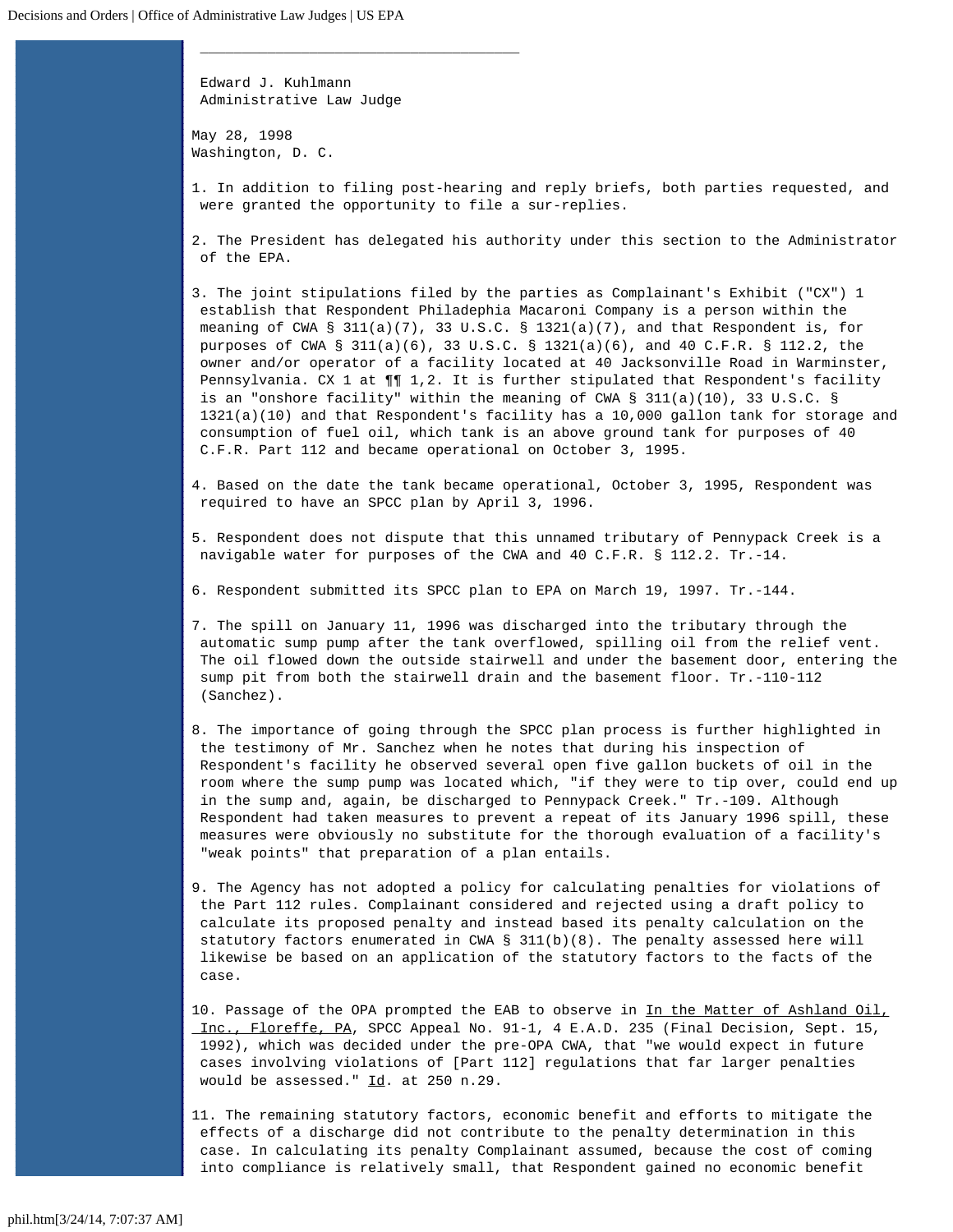______________________________________

Edward J. Kuhlmann
Administrative Law Judge

May 28, 1998
Washington, D. C.

1. In addition to filing post-hearing and reply briefs, both parties requested, and were granted the opportunity to file a sur-replies.

2. The President has delegated his authority under this section to the Administrator of the EPA.

3. The joint stipulations filed by the parties as Complainant's Exhibit ("CX") 1 establish that Respondent Philadephia Macaroni Company is a person within the meaning of CWA § 311(a)(7), 33 U.S.C. § 1321(a)(7), and that Respondent is, for purposes of CWA § 311(a)(6), 33 U.S.C. § 1321(a)(6), and 40 C.F.R. § 112.2, the owner and/or operator of a facility located at 40 Jacksonville Road in Warminster, Pennsylvania. CX 1 at ¶¶ 1,2. It is further stipulated that Respondent's facility is an "onshore facility" within the meaning of CWA § 311(a)(10), 33 U.S.C. § 1321(a)(10) and that Respondent's facility has a 10,000 gallon tank for storage and consumption of fuel oil, which tank is an above ground tank for purposes of 40 C.F.R. Part 112 and became operational on October 3, 1995.

4. Based on the date the tank became operational, October 3, 1995, Respondent was required to have an SPCC plan by April 3, 1996.

5. Respondent does not dispute that this unnamed tributary of Pennypack Creek is a navigable water for purposes of the CWA and 40 C.F.R. § 112.2. Tr.-14.

6. Respondent submitted its SPCC plan to EPA on March 19, 1997. Tr.-144.

7. The spill on January 11, 1996 was discharged into the tributary through the automatic sump pump after the tank overflowed, spilling oil from the relief vent. The oil flowed down the outside stairwell and under the basement door, entering the sump pit from both the stairwell drain and the basement floor. Tr.-110-112 (Sanchez).

8. The importance of going through the SPCC plan process is further highlighted in the testimony of Mr. Sanchez when he notes that during his inspection of Respondent's facility he observed several open five gallon buckets of oil in the room where the sump pump was located which, "if they were to tip over, could end up in the sump and, again, be discharged to Pennypack Creek." Tr.-109. Although Respondent had taken measures to prevent a repeat of its January 1996 spill, these measures were obviously no substitute for the thorough evaluation of a facility's "weak points" that preparation of a plan entails.

9. The Agency has not adopted a policy for calculating penalties for violations of the Part 112 rules. Complainant considered and rejected using a draft policy to calculate its proposed penalty and instead based its penalty calculation on the statutory factors enumerated in CWA § 311(b)(8). The penalty assessed here will likewise be based on an application of the statutory factors to the facts of the case.

10. Passage of the OPA prompted the EAB to observe in In the Matter of Ashland Oil, Inc., Floreffe, PA, SPCC Appeal No. 91-1, 4 E.A.D. 235 (Final Decision, Sept. 15, 1992), which was decided under the pre-OPA CWA, that "we would expect in future cases involving violations of [Part 112] regulations that far larger penalties would be assessed." Id. at 250 n.29.

11. The remaining statutory factors, economic benefit and efforts to mitigate the effects of a discharge did not contribute to the penalty determination in this case. In calculating its penalty Complainant assumed, because the cost of coming into compliance is relatively small, that Respondent gained no economic benefit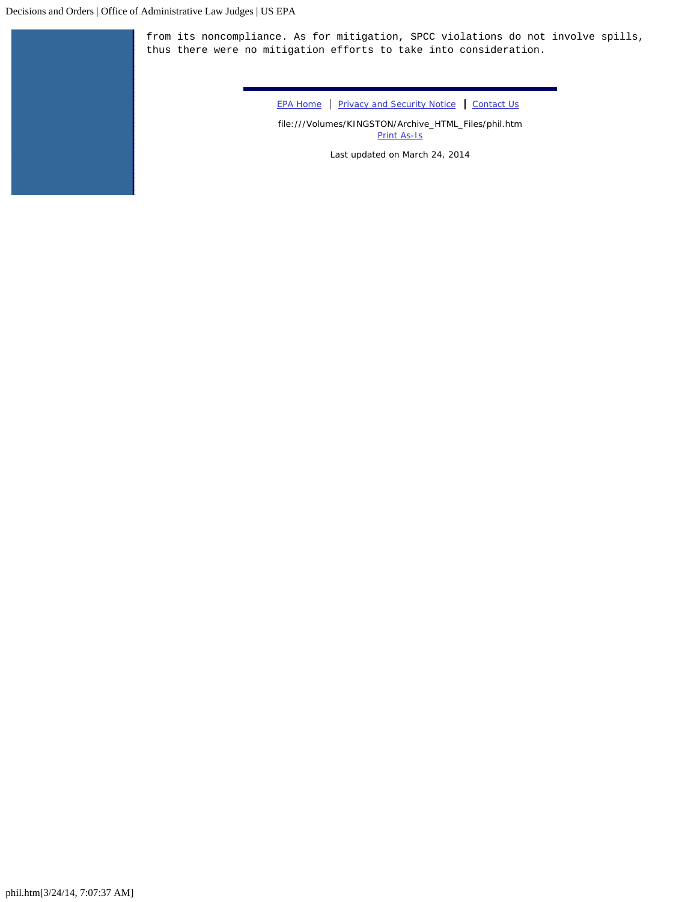from its noncompliance. As for mitigation, SPCC violations do not involve spills, thus there were no mitigation efforts to take into consideration.

EPA Home | Privacy and Security Notice | Contact Us

file:///Volumes/KINGSTON/Archive_HTML_Files/phil.htm
Print As-Is

Last updated on March 24, 2014